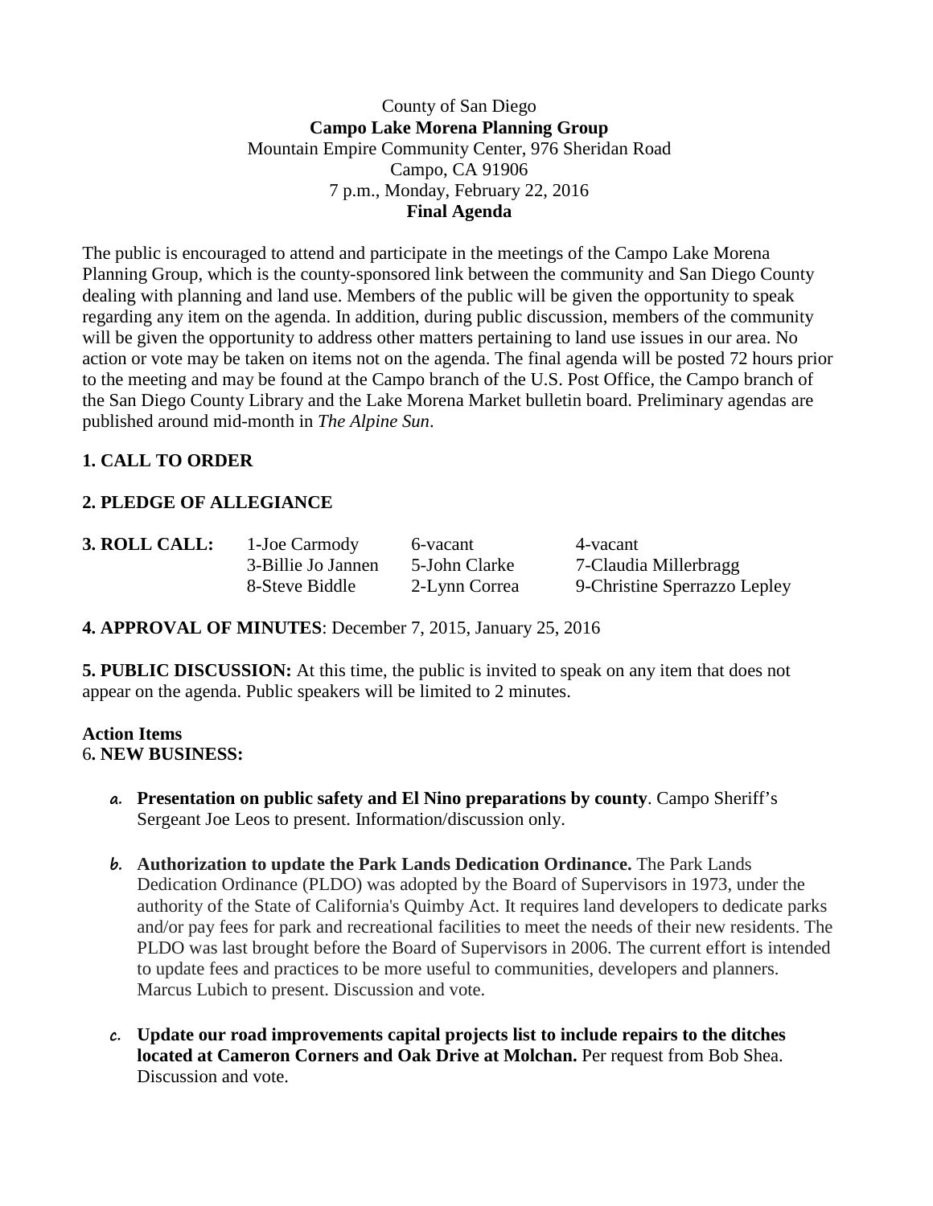County of San Diego

**Campo Lake Morena Planning Group**

Mountain Empire Community Center, 976 Sheridan Road

Campo, CA 91906

7 p.m., Monday, February 22, 2016

**Final Agenda**

The public is encouraged to attend and participate in the meetings of the Campo Lake Morena Planning Group, which is the county-sponsored link between the community and San Diego County dealing with planning and land use. Members of the public will be given the opportunity to speak regarding any item on the agenda. In addition, during public discussion, members of the community will be given the opportunity to address other matters pertaining to land use issues in our area. No action or vote may be taken on items not on the agenda. The final agenda will be posted 72 hours prior to the meeting and may be found at the Campo branch of the U.S. Post Office, the Campo branch of the San Diego County Library and the Lake Morena Market bulletin board. Preliminary agendas are published around mid-month in *The Alpine Sun*.

**1. CALL TO ORDER**

**2. PLEDGE OF ALLEGIANCE**

| **3. ROLL CALL:** | 1-Joe Carmody | 6-vacant | 4-vacant |
|---|---|---|---|
| | 3-Billie Jo Jannen | 5-John Clarke | 7-Claudia Millerbragg |
| | 8-Steve Biddle | 2-Lynn Correa | 9-Christine Sperrazzo Lepley |

**4. APPROVAL OF MINUTES**: December 7, 2015, January 25, 2016

**5. PUBLIC DISCUSSION:** At this time, the public is invited to speak on any item that does not appear on the agenda. Public speakers will be limited to 2 minutes.

**Action Items**

6**. NEW BUSINESS:**

a. **Presentation on public safety and El Nino preparations by county**. Campo Sheriff's Sergeant Joe Leos to present. Information/discussion only.

b. **Authorization to update the Park Lands Dedication Ordinance.** The Park Lands Dedication Ordinance (PLDO) was adopted by the Board of Supervisors in 1973, under the authority of the State of California's Quimby Act. It requires land developers to dedicate parks and/or pay fees for park and recreational facilities to meet the needs of their new residents. The PLDO was last brought before the Board of Supervisors in 2006. The current effort is intended to update fees and practices to be more useful to communities, developers and planners. Marcus Lubich to present. Discussion and vote.

c. **Update our road improvements capital projects list to include repairs to the ditches located at Cameron Corners and Oak Drive at Molchan.** Per request from Bob Shea. Discussion and vote.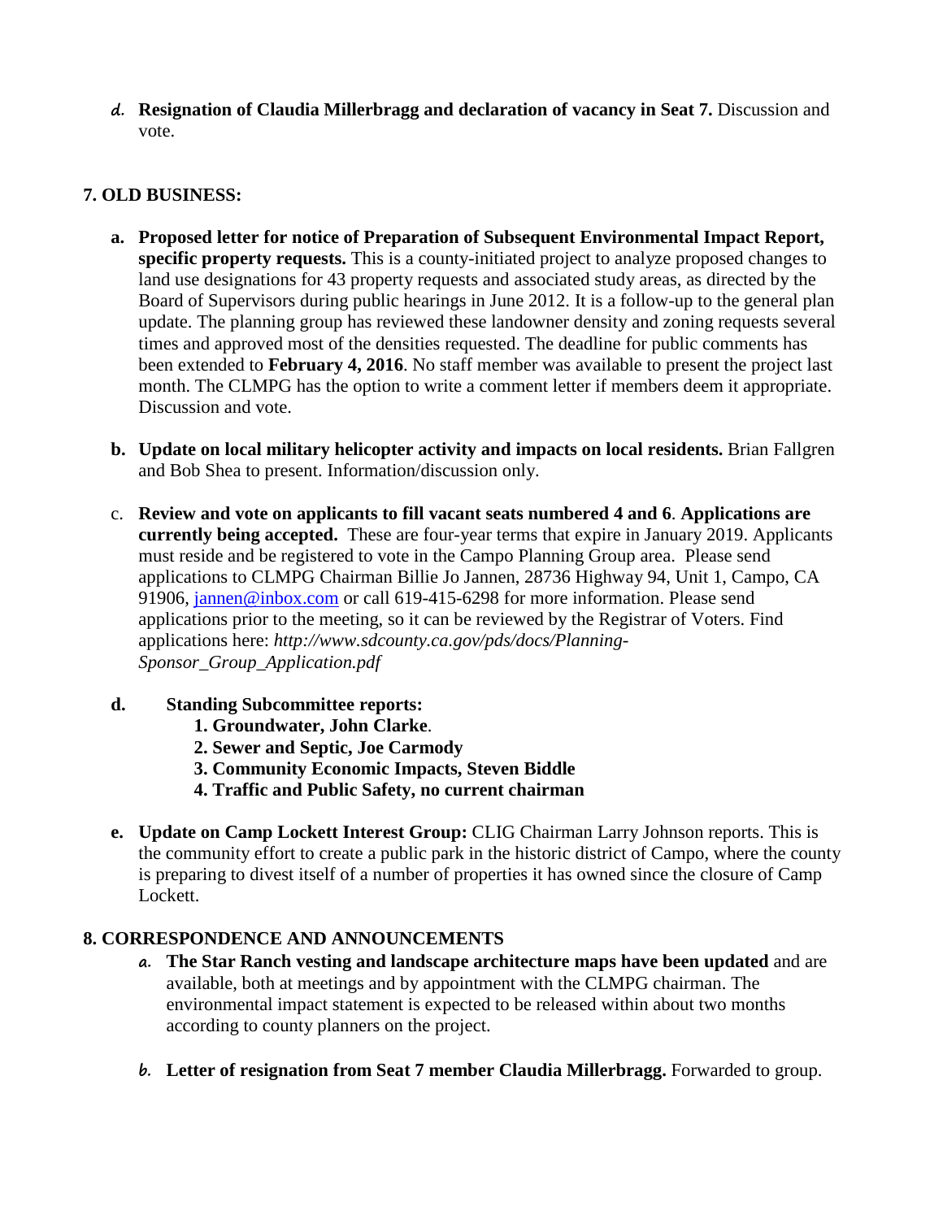d. **Resignation of Claudia Millerbragg and declaration of vacancy in Seat 7.** Discussion and vote.

**7. OLD BUSINESS:**

a. **Proposed letter for notice of Preparation of Subsequent Environmental Impact Report, specific property requests.** This is a county-initiated project to analyze proposed changes to land use designations for 43 property requests and associated study areas, as directed by the Board of Supervisors during public hearings in June 2012. It is a follow-up to the general plan update. The planning group has reviewed these landowner density and zoning requests several times and approved most of the densities requested. The deadline for public comments has been extended to **February 4, 2016**. No staff member was available to present the project last month. The CLMPG has the option to write a comment letter if members deem it appropriate. Discussion and vote.

b. **Update on local military helicopter activity and impacts on local residents.** Brian Fallgren and Bob Shea to present. Information/discussion only.

c. **Review and vote on applicants to fill vacant seats numbered 4 and 6**. **Applications are currently being accepted.** These are four-year terms that expire in January 2019. Applicants must reside and be registered to vote in the Campo Planning Group area. Please send applications to CLMPG Chairman Billie Jo Jannen, 28736 Highway 94, Unit 1, Campo, CA 91906, jannen@inbox.com or call 619-415-6298 for more information. Please send applications prior to the meeting, so it can be reviewed by the Registrar of Voters. Find applications here: *http://www.sdcounty.ca.gov/pds/docs/Planning-Sponsor_Group_Application.pdf*

d. **Standing Subcommittee reports:**
   1. **Groundwater, John Clarke**.
   2. **Sewer and Septic, Joe Carmody**
   3. **Community Economic Impacts, Steven Biddle**
   4. **Traffic and Public Safety, no current chairman**

e. **Update on Camp Lockett Interest Group:** CLIG Chairman Larry Johnson reports. This is the community effort to create a public park in the historic district of Campo, where the county is preparing to divest itself of a number of properties it has owned since the closure of Camp Lockett.

**8. CORRESPONDENCE AND ANNOUNCEMENTS**

a. **The Star Ranch vesting and landscape architecture maps have been updated** and are available, both at meetings and by appointment with the CLMPG chairman. The environmental impact statement is expected to be released within about two months according to county planners on the project.

b. **Letter of resignation from Seat 7 member Claudia Millerbragg.** Forwarded to group.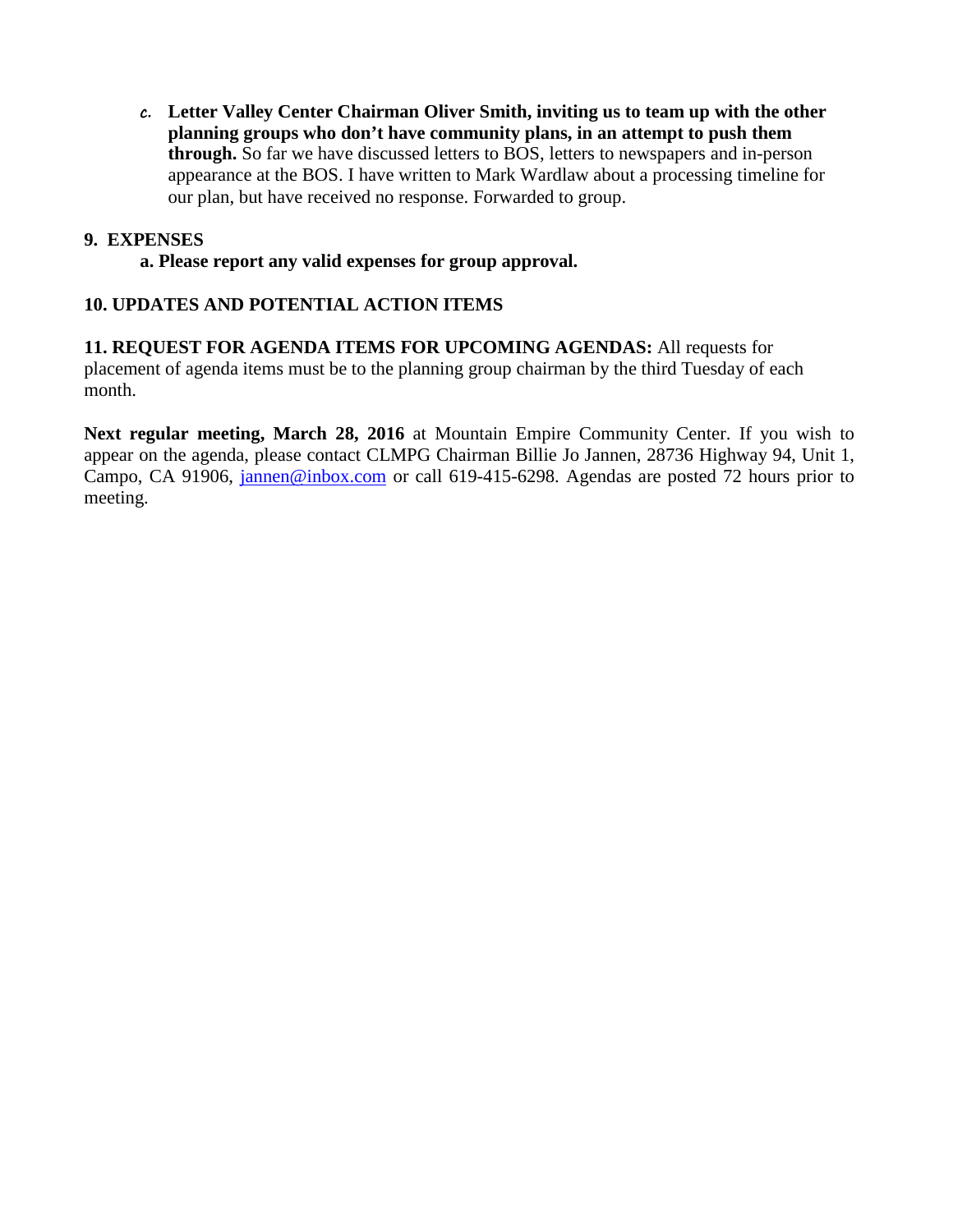c. **Letter Valley Center Chairman Oliver Smith, inviting us to team up with the other planning groups who don't have community plans, in an attempt to push them through.** So far we have discussed letters to BOS, letters to newspapers and in-person appearance at the BOS. I have written to Mark Wardlaw about a processing timeline for our plan, but have received no response. Forwarded to group.

**9. EXPENSES**

**a. Please report any valid expenses for group approval.**

**10. UPDATES AND POTENTIAL ACTION ITEMS**

**11. REQUEST FOR AGENDA ITEMS FOR UPCOMING AGENDAS:** All requests for placement of agenda items must be to the planning group chairman by the third Tuesday of each month.

**Next regular meeting, March 28, 2016** at Mountain Empire Community Center. If you wish to appear on the agenda, please contact CLMPG Chairman Billie Jo Jannen, 28736 Highway 94, Unit 1, Campo, CA 91906, jannen@inbox.com or call 619-415-6298. Agendas are posted 72 hours prior to meeting.